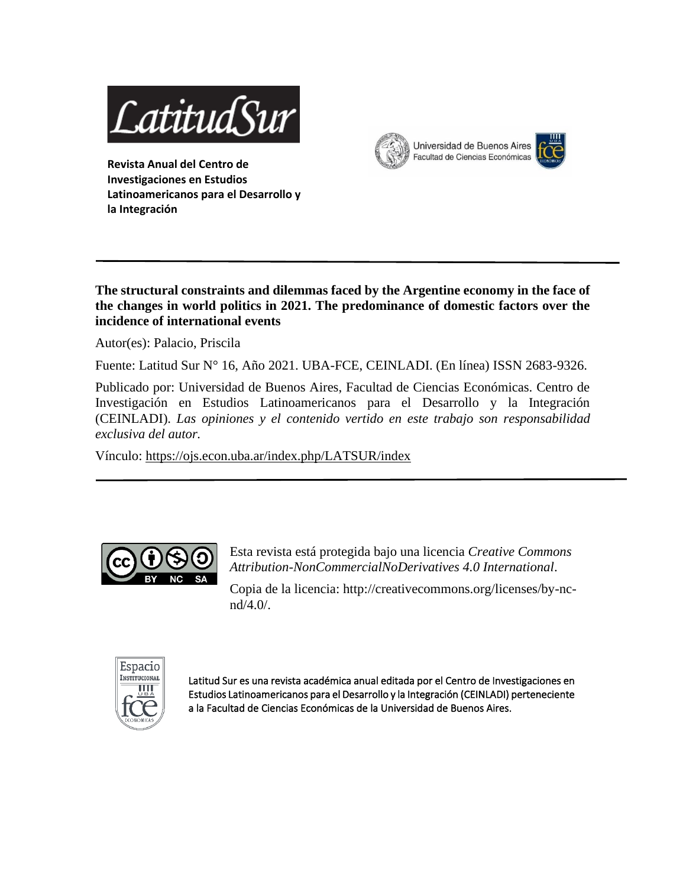LatitudSur

**Revista Anual del Centro de Investigaciones en Estudios Latinoamericanos para el Desarrollo y la Integración**

Universidad de Buenos Aires
Facultad de Ciencias Económicas

---

**The structural constraints and dilemmas faced by the Argentine economy in the face of the changes in world politics in 2021. The predominance of domestic factors over the incidence of international events**

Autor(es): Palacio, Priscila

Fuente: Latitud Sur N° 16, Año 2021. UBA-FCE, CEINLADI. (En línea) ISSN 2683-9326.

Publicado por: Universidad de Buenos Aires, Facultad de Ciencias Económicas. Centro de Investigación en Estudios Latinoamericanos para el Desarrollo y la Integración (CEINLADI). *Las opiniones y el contenido vertido en este trabajo son responsabilidad exclusiva del autor.*

Vínculo: https://ojs.econ.uba.ar/index.php/LATSUR/index

---

Esta revista está protegida bajo una licencia *Creative Commons Attribution-NonCommercialNoDerivatives 4.0 International*.

Copia de la licencia: http://creativecommons.org/licenses/by-nc-nd/4.0/.

Latitud Sur es una revista académica anual editada por el Centro de Investigaciones en Estudios Latinoamericanos para el Desarrollo y la Integración (CEINLADI) perteneciente a la Facultad de Ciencias Económicas de la Universidad de Buenos Aires.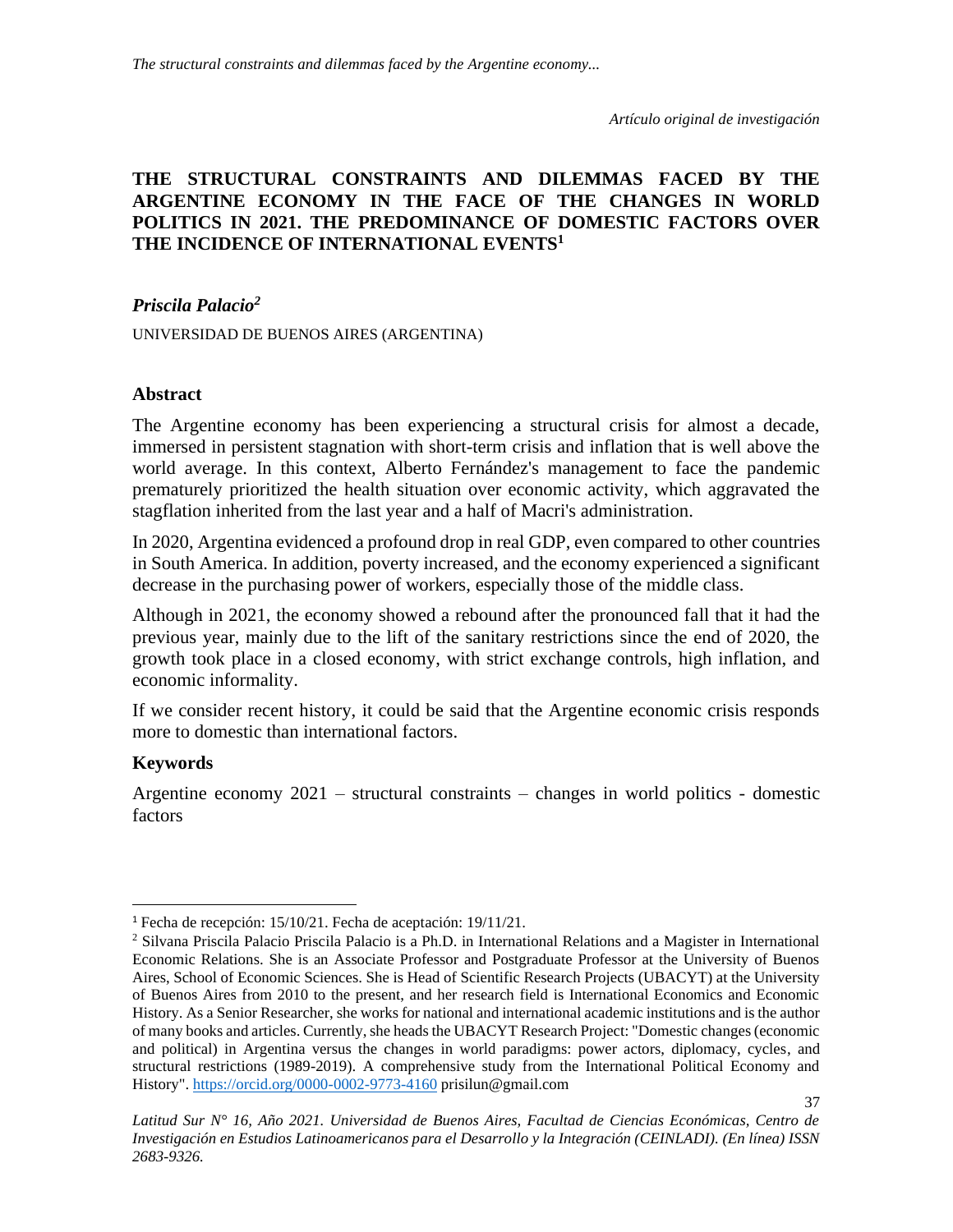*Artículo original de investigación*

# THE STRUCTURAL CONSTRAINTS AND DILEMMAS FACED BY THE ARGENTINE ECONOMY IN THE FACE OF THE CHANGES IN WORLD POLITICS IN 2021. THE PREDOMINANCE OF DOMESTIC FACTORS OVER THE INCIDENCE OF INTERNATIONAL EVENTS[1]

***Priscila Palacio[2]***

UNIVERSIDAD DE BUENOS AIRES (ARGENTINA)

## Abstract

The Argentine economy has been experiencing a structural crisis for almost a decade, immersed in persistent stagnation with short-term crisis and inflation that is well above the world average. In this context, Alberto Fernández's management to face the pandemic prematurely prioritized the health situation over economic activity, which aggravated the stagflation inherited from the last year and a half of Macri's administration.

In 2020, Argentina evidenced a profound drop in real GDP, even compared to other countries in South America. In addition, poverty increased, and the economy experienced a significant decrease in the purchasing power of workers, especially those of the middle class.

Although in 2021, the economy showed a rebound after the pronounced fall that it had the previous year, mainly due to the lift of the sanitary restrictions since the end of 2020, the growth took place in a closed economy, with strict exchange controls, high inflation, and economic informality.

If we consider recent history, it could be said that the Argentine economic crisis responds more to domestic than international factors.

## Keywords

Argentine economy 2021 – structural constraints – changes in world politics - domestic factors

---

[1] Fecha de recepción: 15/10/21. Fecha de aceptación: 19/11/21.

[2] Silvana Priscila Palacio Priscila Palacio is a Ph.D. in International Relations and a Magister in International Economic Relations. She is an Associate Professor and Postgraduate Professor at the University of Buenos Aires, School of Economic Sciences. She is Head of Scientific Research Projects (UBACYT) at the University of Buenos Aires from 2010 to the present, and her research field is International Economics and Economic History. As a Senior Researcher, she works for national and international academic institutions and is the author of many books and articles. Currently, she heads the UBACYT Research Project: "Domestic changes (economic and political) in Argentina versus the changes in world paradigms: power actors, diplomacy, cycles, and structural restrictions (1989-2019). A comprehensive study from the International Political Economy and History". https://orcid.org/0000-0002-9773-4160 prisilun@gmail.com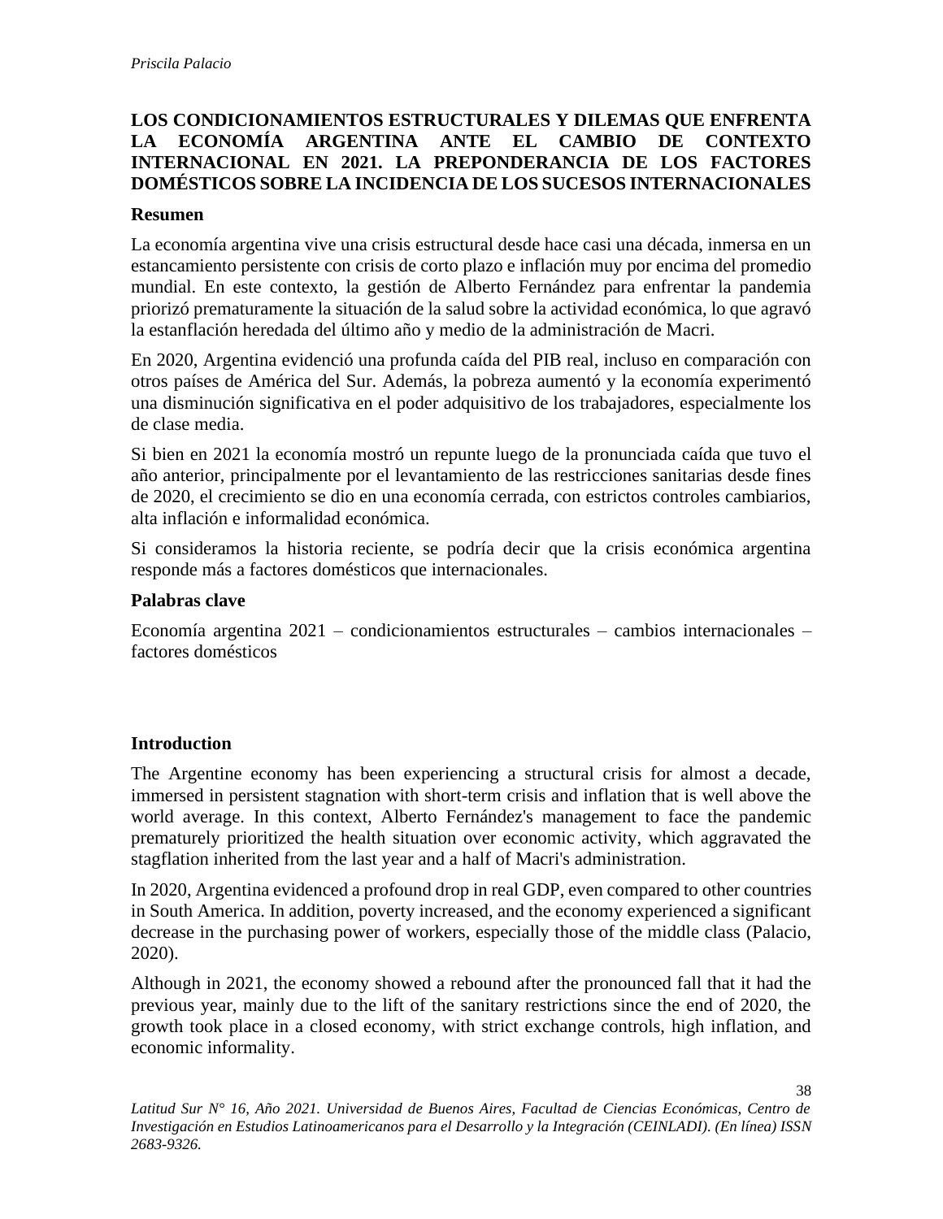## LOS CONDICIONAMIENTOS ESTRUCTURALES Y DILEMAS QUE ENFRENTA LA ECONOMÍA ARGENTINA ANTE EL CAMBIO DE CONTEXTO INTERNACIONAL EN 2021. LA PREPONDERANCIA DE LOS FACTORES DOMÉSTICOS SOBRE LA INCIDENCIA DE LOS SUCESOS INTERNACIONALES

### Resumen

La economía argentina vive una crisis estructural desde hace casi una década, inmersa en un estancamiento persistente con crisis de corto plazo e inflación muy por encima del promedio mundial. En este contexto, la gestión de Alberto Fernández para enfrentar la pandemia priorizó prematuramente la situación de la salud sobre la actividad económica, lo que agravó la estanflación heredada del último año y medio de la administración de Macri.

En 2020, Argentina evidenció una profunda caída del PIB real, incluso en comparación con otros países de América del Sur. Además, la pobreza aumentó y la economía experimentó una disminución significativa en el poder adquisitivo de los trabajadores, especialmente los de clase media.

Si bien en 2021 la economía mostró un repunte luego de la pronunciada caída que tuvo el año anterior, principalmente por el levantamiento de las restricciones sanitarias desde fines de 2020, el crecimiento se dio en una economía cerrada, con estrictos controles cambiarios, alta inflación e informalidad económica.

Si consideramos la historia reciente, se podría decir que la crisis económica argentina responde más a factores domésticos que internacionales.

### Palabras clave

Economía argentina 2021 – condicionamientos estructurales – cambios internacionales – factores domésticos

### Introduction

The Argentine economy has been experiencing a structural crisis for almost a decade, immersed in persistent stagnation with short-term crisis and inflation that is well above the world average. In this context, Alberto Fernández's management to face the pandemic prematurely prioritized the health situation over economic activity, which aggravated the stagflation inherited from the last year and a half of Macri's administration.

In 2020, Argentina evidenced a profound drop in real GDP, even compared to other countries in South America. In addition, poverty increased, and the economy experienced a significant decrease in the purchasing power of workers, especially those of the middle class (Palacio, 2020).

Although in 2021, the economy showed a rebound after the pronounced fall that it had the previous year, mainly due to the lift of the sanitary restrictions since the end of 2020, the growth took place in a closed economy, with strict exchange controls, high inflation, and economic informality.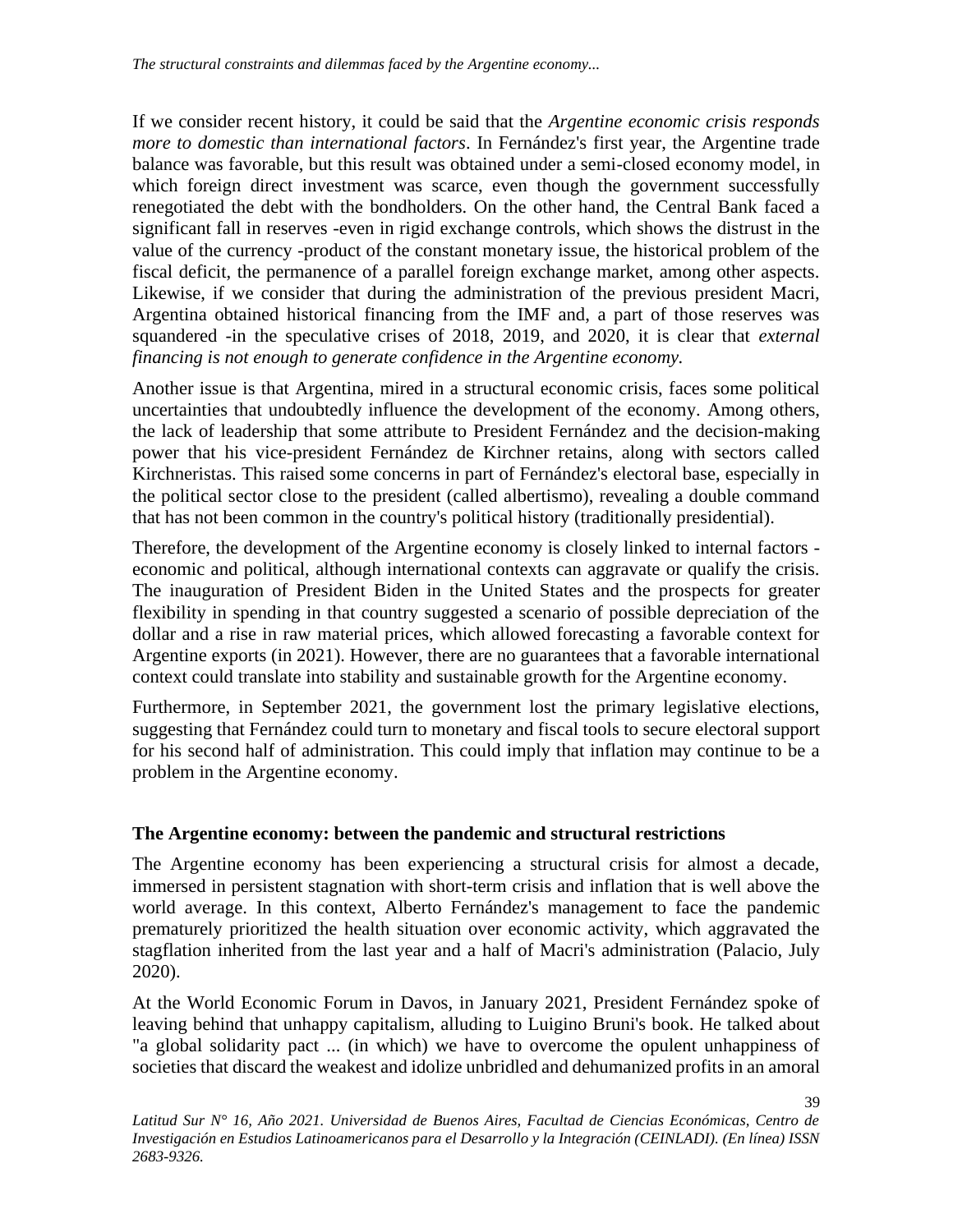If we consider recent history, it could be said that the *Argentine economic crisis responds more to domestic than international factors*. In Fernández's first year, the Argentine trade balance was favorable, but this result was obtained under a semi-closed economy model, in which foreign direct investment was scarce, even though the government successfully renegotiated the debt with the bondholders. On the other hand, the Central Bank faced a significant fall in reserves -even in rigid exchange controls, which shows the distrust in the value of the currency -product of the constant monetary issue, the historical problem of the fiscal deficit, the permanence of a parallel foreign exchange market, among other aspects. Likewise, if we consider that during the administration of the previous president Macri, Argentina obtained historical financing from the IMF and, a part of those reserves was squandered -in the speculative crises of 2018, 2019, and 2020, it is clear that *external financing is not enough to generate confidence in the Argentine economy.*

Another issue is that Argentina, mired in a structural economic crisis, faces some political uncertainties that undoubtedly influence the development of the economy. Among others, the lack of leadership that some attribute to President Fernández and the decision-making power that his vice-president Fernández de Kirchner retains, along with sectors called Kirchneristas. This raised some concerns in part of Fernández's electoral base, especially in the political sector close to the president (called albertismo), revealing a double command that has not been common in the country's political history (traditionally presidential).

Therefore, the development of the Argentine economy is closely linked to internal factors - economic and political, although international contexts can aggravate or qualify the crisis. The inauguration of President Biden in the United States and the prospects for greater flexibility in spending in that country suggested a scenario of possible depreciation of the dollar and a rise in raw material prices, which allowed forecasting a favorable context for Argentine exports (in 2021). However, there are no guarantees that a favorable international context could translate into stability and sustainable growth for the Argentine economy.

Furthermore, in September 2021, the government lost the primary legislative elections, suggesting that Fernández could turn to monetary and fiscal tools to secure electoral support for his second half of administration. This could imply that inflation may continue to be a problem in the Argentine economy.

## The Argentine economy: between the pandemic and structural restrictions

The Argentine economy has been experiencing a structural crisis for almost a decade, immersed in persistent stagnation with short-term crisis and inflation that is well above the world average. In this context, Alberto Fernández's management to face the pandemic prematurely prioritized the health situation over economic activity, which aggravated the stagflation inherited from the last year and a half of Macri's administration (Palacio, July 2020).

At the World Economic Forum in Davos, in January 2021, President Fernández spoke of leaving behind that unhappy capitalism, alluding to Luigino Bruni's book. He talked about "a global solidarity pact ... (in which) we have to overcome the opulent unhappiness of societies that discard the weakest and idolize unbridled and dehumanized profits in an amoral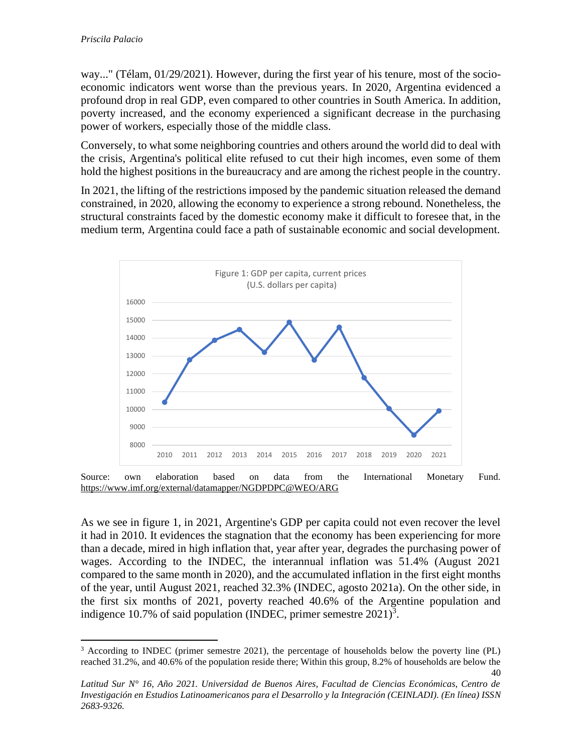way..." (Télam, 01/29/2021). However, during the first year of his tenure, most of the socio-economic indicators went worse than the previous years. In 2020, Argentina evidenced a profound drop in real GDP, even compared to other countries in South America. In addition, poverty increased, and the economy experienced a significant decrease in the purchasing power of workers, especially those of the middle class.

Conversely, to what some neighboring countries and others around the world did to deal with the crisis, Argentina's political elite refused to cut their high incomes, even some of them hold the highest positions in the bureaucracy and are among the richest people in the country.

In 2021, the lifting of the restrictions imposed by the pandemic situation released the demand constrained, in 2020, allowing the economy to experience a strong rebound. Nonetheless, the structural constraints faced by the domestic economy make it difficult to foresee that, in the medium term, Argentina could face a path of sustainable economic and social development.

Figure 1: GDP per capita, current prices
(U.S. dollars per capita)

16000
15000
14000
13000
12000
11000
10000
9000
8000

2010 2011 2012 2013 2014 2015 2016 2017 2018 2019 2020 2021

Source: own elaboration based on data from the International Monetary Fund. https://www.imf.org/external/datamapper/NGDPDPC@WEO/ARG

As we see in figure 1, in 2021, Argentine's GDP per capita could not even recover the level it had in 2010. It evidences the stagnation that the economy has been experiencing for more than a decade, mired in high inflation that, year after year, degrades the purchasing power of wages. According to the INDEC, the interannual inflation was 51.4% (August 2021 compared to the same month in 2020), and the accumulated inflation in the first eight months of the year, until August 2021, reached 32.3% (INDEC, agosto 2021a). On the other side, in the first six months of 2021, poverty reached 40.6% of the Argentine population and indigence 10.7% of said population (INDEC, primer semestre 2021)[3].

[3] According to INDEC (primer semestre 2021), the percentage of households below the poverty line (PL) reached 31.2%, and 40.6% of the population reside there; Within this group, 8.2% of households are below the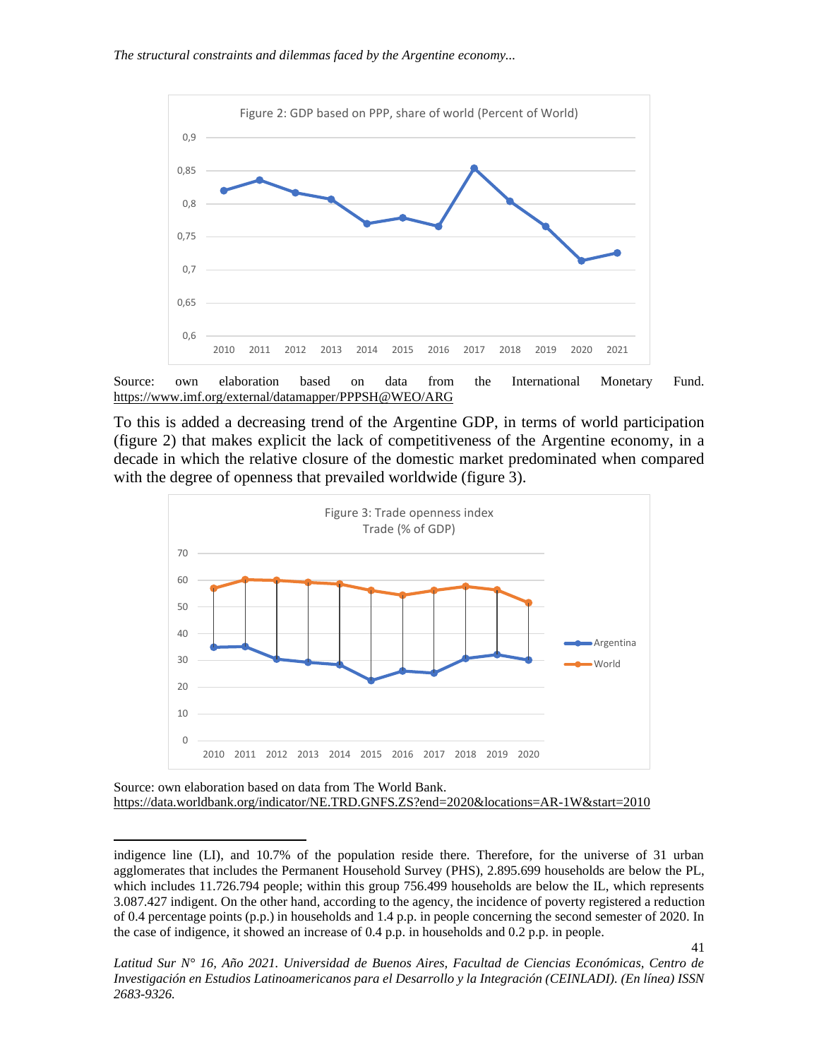Figure 2: GDP based on PPP, share of world (Percent of World)

0,9
0,85
0,8
0,75
0,7
0,65
0,6

2010 2011 2012 2013 2014 2015 2016 2017 2018 2019 2020 2021

Source: own elaboration based on data from the International Monetary Fund. https://www.imf.org/external/datamapper/PPPSH@WEO/ARG

To this is added a decreasing trend of the Argentine GDP, in terms of world participation (figure 2) that makes explicit the lack of competitiveness of the Argentine economy, in a decade in which the relative closure of the domestic market predominated when compared with the degree of openness that prevailed worldwide (figure 3).

Figure 3: Trade openness index
Trade (% of GDP)

70
60
50
40
30
20
10
0

2010 2011 2012 2013 2014 2015 2016 2017 2018 2019 2020

Argentina
World

Source: own elaboration based on data from The World Bank. https://data.worldbank.org/indicator/NE.TRD.GNFS.ZS?end=2020&locations=AR-1W&start=2010

---

indigence line (LI), and 10.7% of the population reside there. Therefore, for the universe of 31 urban agglomerates that includes the Permanent Household Survey (PHS), 2.895.699 households are below the PL, which includes 11.726.794 people; within this group 756.499 households are below the IL, which represents 3.087.427 indigent. On the other hand, according to the agency, the incidence of poverty registered a reduction of 0.4 percentage points (p.p.) in households and 1.4 p.p. in people concerning the second semester of 2020. In the case of indigence, it showed an increase of 0.4 p.p. in households and 0.2 p.p. in people.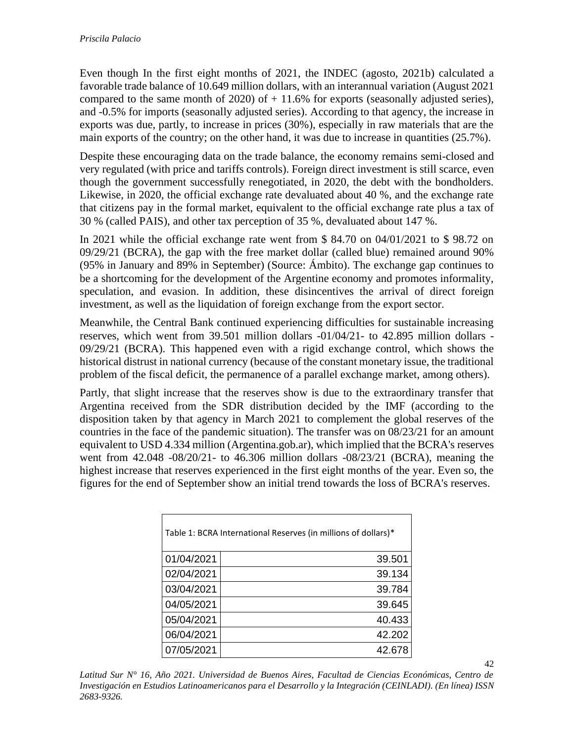Even though In the first eight months of 2021, the INDEC (agosto, 2021b) calculated a favorable trade balance of 10.649 million dollars, with an interannual variation (August 2021 compared to the same month of 2020) of + 11.6% for exports (seasonally adjusted series), and -0.5% for imports (seasonally adjusted series). According to that agency, the increase in exports was due, partly, to increase in prices (30%), especially in raw materials that are the main exports of the country; on the other hand, it was due to increase in quantities (25.7%).

Despite these encouraging data on the trade balance, the economy remains semi-closed and very regulated (with price and tariffs controls). Foreign direct investment is still scarce, even though the government successfully renegotiated, in 2020, the debt with the bondholders. Likewise, in 2020, the official exchange rate devaluated about 40 %, and the exchange rate that citizens pay in the formal market, equivalent to the official exchange rate plus a tax of 30 % (called PAIS), and other tax perception of 35 %, devaluated about 147 %.

In 2021 while the official exchange rate went from $ 84.70 on 04/01/2021 to $ 98.72 on 09/29/21 (BCRA), the gap with the free market dollar (called blue) remained around 90% (95% in January and 89% in September) (Source: Ámbito). The exchange gap continues to be a shortcoming for the development of the Argentine economy and promotes informality, speculation, and evasion. In addition, these disincentives the arrival of direct foreign investment, as well as the liquidation of foreign exchange from the export sector.

Meanwhile, the Central Bank continued experiencing difficulties for sustainable increasing reserves, which went from 39.501 million dollars -01/04/21- to 42.895 million dollars -09/29/21 (BCRA). This happened even with a rigid exchange control, which shows the historical distrust in national currency (because of the constant monetary issue, the traditional problem of the fiscal deficit, the permanence of a parallel exchange market, among others).

Partly, that slight increase that the reserves show is due to the extraordinary transfer that Argentina received from the SDR distribution decided by the IMF (according to the disposition taken by that agency in March 2021 to complement the global reserves of the countries in the face of the pandemic situation). The transfer was on 08/23/21 for an amount equivalent to USD 4.334 million (Argentina.gob.ar), which implied that the BCRA's reserves went from 42.048 -08/20/21- to 46.306 million dollars -08/23/21 (BCRA), meaning the highest increase that reserves experienced in the first eight months of the year. Even so, the figures for the end of September show an initial trend towards the loss of BCRA's reserves.

| Table 1: BCRA International Reserves (in millions of dollars)* | |
|---|---|
| 01/04/2021 | 39.501 |
| 02/04/2021 | 39.134 |
| 03/04/2021 | 39.784 |
| 04/05/2021 | 39.645 |
| 05/04/2021 | 40.433 |
| 06/04/2021 | 42.202 |
| 07/05/2021 | 42.678 |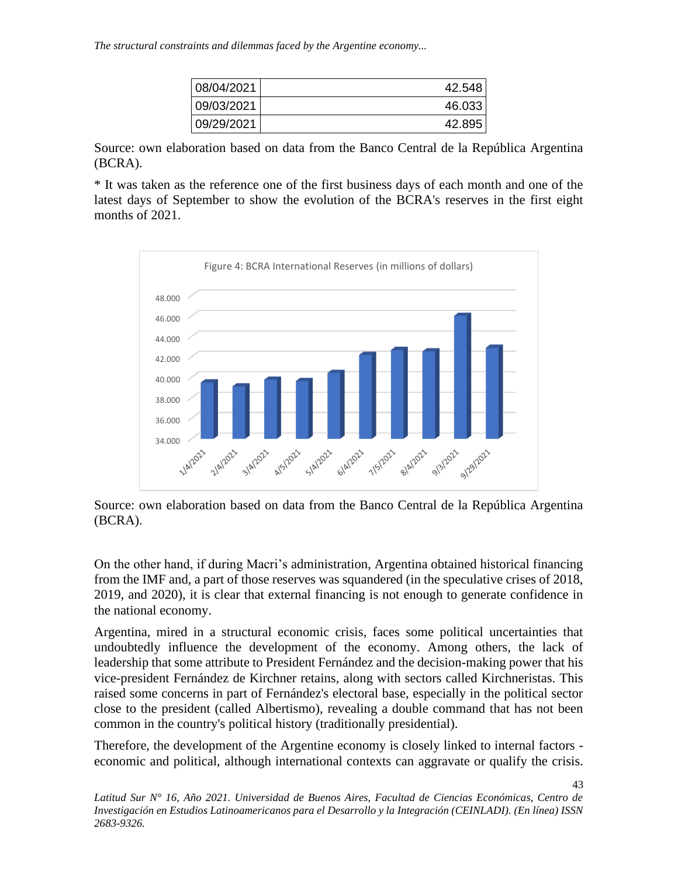| | |
|---|---|
| 08/04/2021 | 42.548 |
| 09/03/2021 | 46.033 |
| 09/29/2021 | 42.895 |

Source: own elaboration based on data from the Banco Central de la República Argentina (BCRA).

* It was taken as the reference one of the first business days of each month and one of the latest days of September to show the evolution of the BCRA's reserves in the first eight months of 2021.

Figure 4: BCRA International Reserves (in millions of dollars)

48.000
46.000
44.000
42.000
40.000
38.000
36.000
34.000

1/4/2021
2/4/2021
3/4/2021
4/5/2021
5/4/2021
6/4/2021
7/5/2021
8/4/2021
9/3/2021
9/29/2021

Source: own elaboration based on data from the Banco Central de la República Argentina (BCRA).

On the other hand, if during Macri's administration, Argentina obtained historical financing from the IMF and, a part of those reserves was squandered (in the speculative crises of 2018, 2019, and 2020), it is clear that external financing is not enough to generate confidence in the national economy.

Argentina, mired in a structural economic crisis, faces some political uncertainties that undoubtedly influence the development of the economy. Among others, the lack of leadership that some attribute to President Fernández and the decision-making power that his vice-president Fernández de Kirchner retains, along with sectors called Kirchneristas. This raised some concerns in part of Fernández's electoral base, especially in the political sector close to the president (called Albertismo), revealing a double command that has not been common in the country's political history (traditionally presidential).

Therefore, the development of the Argentine economy is closely linked to internal factors - economic and political, although international contexts can aggravate or qualify the crisis.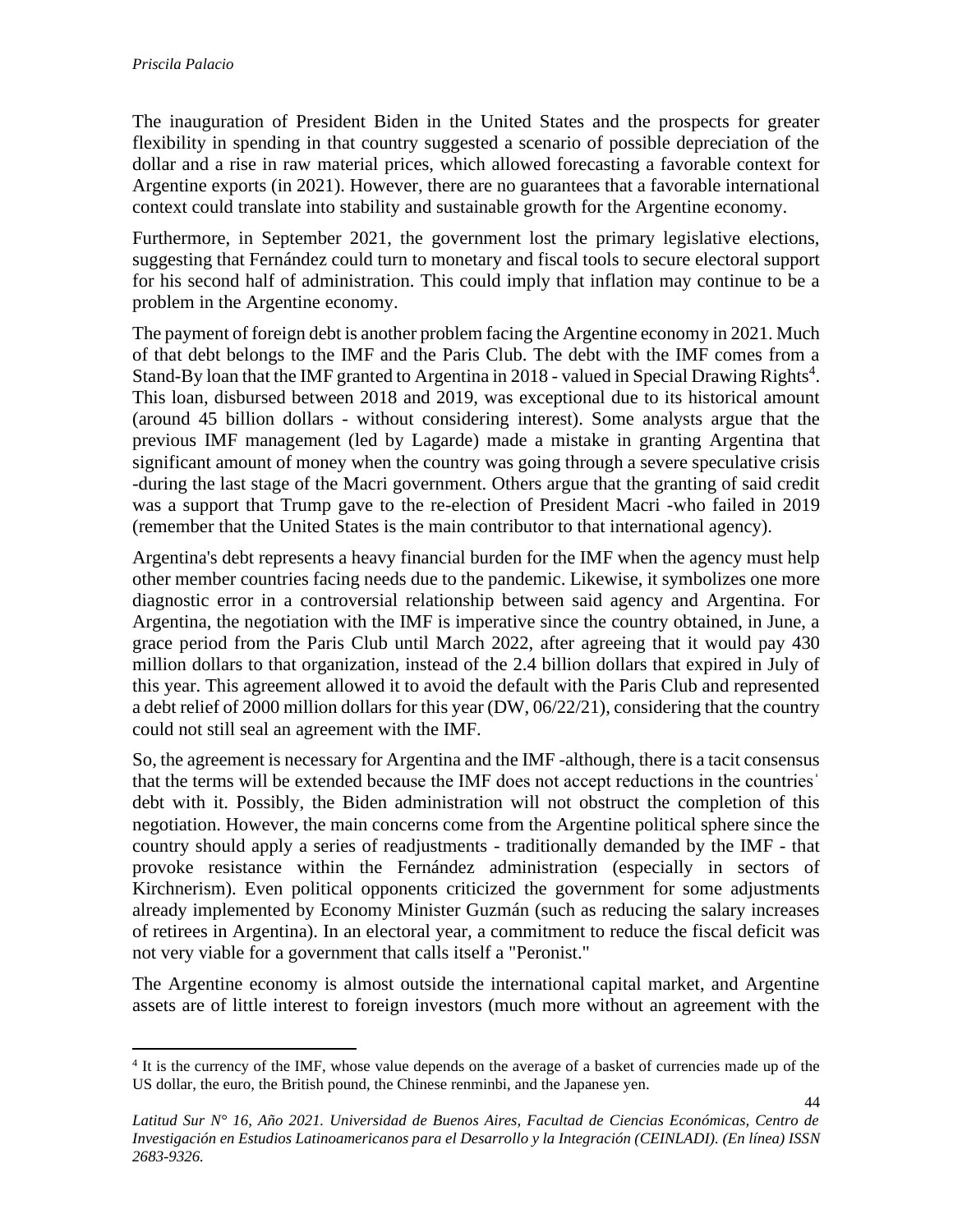The inauguration of President Biden in the United States and the prospects for greater flexibility in spending in that country suggested a scenario of possible depreciation of the dollar and a rise in raw material prices, which allowed forecasting a favorable context for Argentine exports (in 2021). However, there are no guarantees that a favorable international context could translate into stability and sustainable growth for the Argentine economy.

Furthermore, in September 2021, the government lost the primary legislative elections, suggesting that Fernández could turn to monetary and fiscal tools to secure electoral support for his second half of administration. This could imply that inflation may continue to be a problem in the Argentine economy.

The payment of foreign debt is another problem facing the Argentine economy in 2021. Much of that debt belongs to the IMF and the Paris Club. The debt with the IMF comes from a Stand-By loan that the IMF granted to Argentina in 2018 - valued in Special Drawing Rights[4]. This loan, disbursed between 2018 and 2019, was exceptional due to its historical amount (around 45 billion dollars - without considering interest). Some analysts argue that the previous IMF management (led by Lagarde) made a mistake in granting Argentina that significant amount of money when the country was going through a severe speculative crisis -during the last stage of the Macri government. Others argue that the granting of said credit was a support that Trump gave to the re-election of President Macri -who failed in 2019 (remember that the United States is the main contributor to that international agency).

Argentina's debt represents a heavy financial burden for the IMF when the agency must help other member countries facing needs due to the pandemic. Likewise, it symbolizes one more diagnostic error in a controversial relationship between said agency and Argentina. For Argentina, the negotiation with the IMF is imperative since the country obtained, in June, a grace period from the Paris Club until March 2022, after agreeing that it would pay 430 million dollars to that organization, instead of the 2.4 billion dollars that expired in July of this year. This agreement allowed it to avoid the default with the Paris Club and represented a debt relief of 2000 million dollars for this year (DW, 06/22/21), considering that the country could not still seal an agreement with the IMF.

So, the agreement is necessary for Argentina and the IMF -although, there is a tacit consensus that the terms will be extended because the IMF does not accept reductions in the countries' debt with it. Possibly, the Biden administration will not obstruct the completion of this negotiation. However, the main concerns come from the Argentine political sphere since the country should apply a series of readjustments - traditionally demanded by the IMF - that provoke resistance within the Fernández administration (especially in sectors of Kirchnerism). Even political opponents criticized the government for some adjustments already implemented by Economy Minister Guzmán (such as reducing the salary increases of retirees in Argentina). In an electoral year, a commitment to reduce the fiscal deficit was not very viable for a government that calls itself a "Peronist."

The Argentine economy is almost outside the international capital market, and Argentine assets are of little interest to foreign investors (much more without an agreement with the

---

[4] It is the currency of the IMF, whose value depends on the average of a basket of currencies made up of the US dollar, the euro, the British pound, the Chinese renminbi, and the Japanese yen.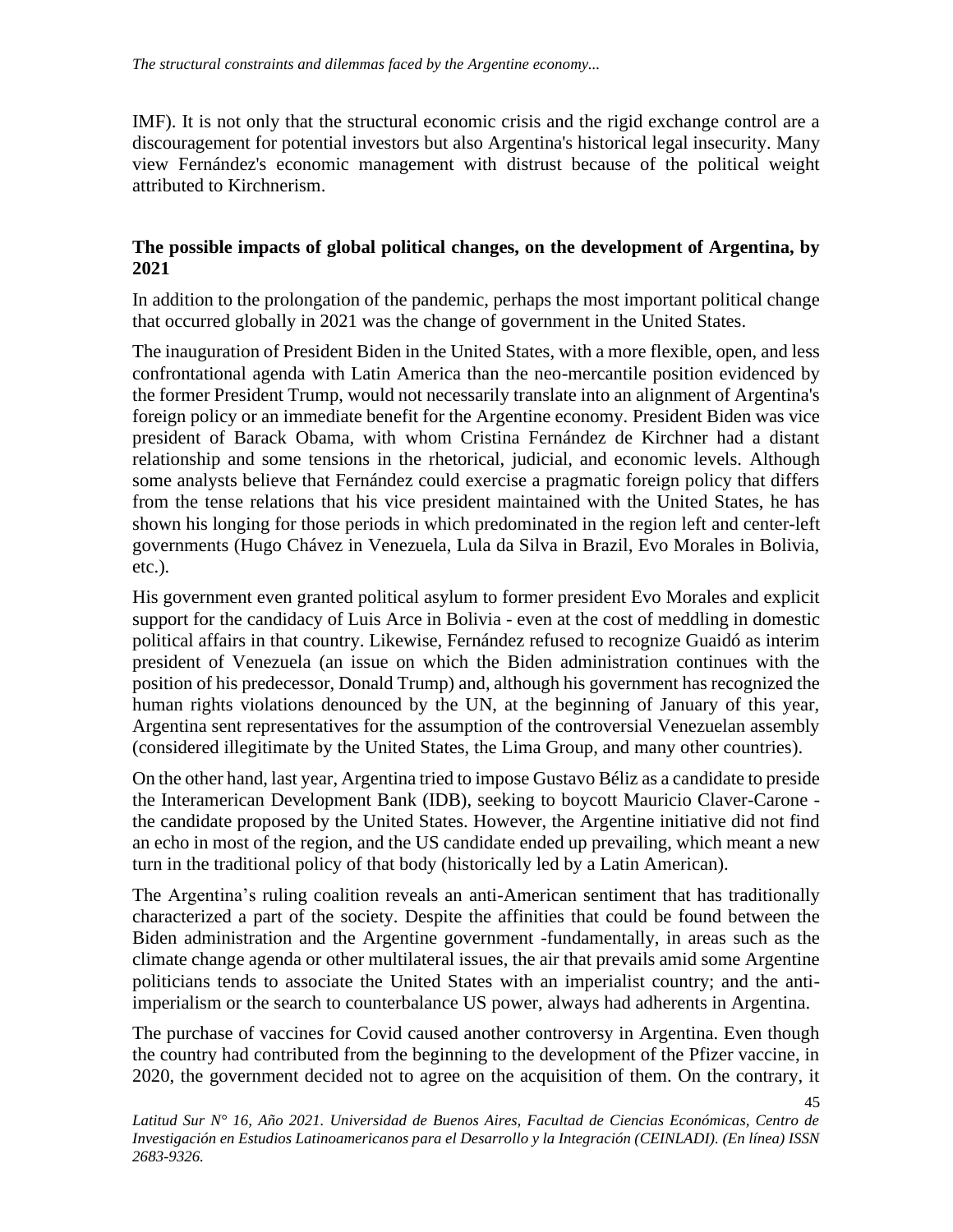IMF). It is not only that the structural economic crisis and the rigid exchange control are a discouragement for potential investors but also Argentina's historical legal insecurity. Many view Fernández's economic management with distrust because of the political weight attributed to Kirchnerism.

### The possible impacts of global political changes, on the development of Argentina, by 2021

In addition to the prolongation of the pandemic, perhaps the most important political change that occurred globally in 2021 was the change of government in the United States.

The inauguration of President Biden in the United States, with a more flexible, open, and less confrontational agenda with Latin America than the neo-mercantile position evidenced by the former President Trump, would not necessarily translate into an alignment of Argentina's foreign policy or an immediate benefit for the Argentine economy. President Biden was vice president of Barack Obama, with whom Cristina Fernández de Kirchner had a distant relationship and some tensions in the rhetorical, judicial, and economic levels. Although some analysts believe that Fernández could exercise a pragmatic foreign policy that differs from the tense relations that his vice president maintained with the United States, he has shown his longing for those periods in which predominated in the region left and center-left governments (Hugo Chávez in Venezuela, Lula da Silva in Brazil, Evo Morales in Bolivia, etc.).

His government even granted political asylum to former president Evo Morales and explicit support for the candidacy of Luis Arce in Bolivia - even at the cost of meddling in domestic political affairs in that country. Likewise, Fernández refused to recognize Guaidó as interim president of Venezuela (an issue on which the Biden administration continues with the position of his predecessor, Donald Trump) and, although his government has recognized the human rights violations denounced by the UN, at the beginning of January of this year, Argentina sent representatives for the assumption of the controversial Venezuelan assembly (considered illegitimate by the United States, the Lima Group, and many other countries).

On the other hand, last year, Argentina tried to impose Gustavo Béliz as a candidate to preside the Interamerican Development Bank (IDB), seeking to boycott Mauricio Claver-Carone - the candidate proposed by the United States. However, the Argentine initiative did not find an echo in most of the region, and the US candidate ended up prevailing, which meant a new turn in the traditional policy of that body (historically led by a Latin American).

The Argentina's ruling coalition reveals an anti-American sentiment that has traditionally characterized a part of the society. Despite the affinities that could be found between the Biden administration and the Argentine government -fundamentally, in areas such as the climate change agenda or other multilateral issues, the air that prevails amid some Argentine politicians tends to associate the United States with an imperialist country; and the anti-imperialism or the search to counterbalance US power, always had adherents in Argentina.

The purchase of vaccines for Covid caused another controversy in Argentina. Even though the country had contributed from the beginning to the development of the Pfizer vaccine, in 2020, the government decided not to agree on the acquisition of them. On the contrary, it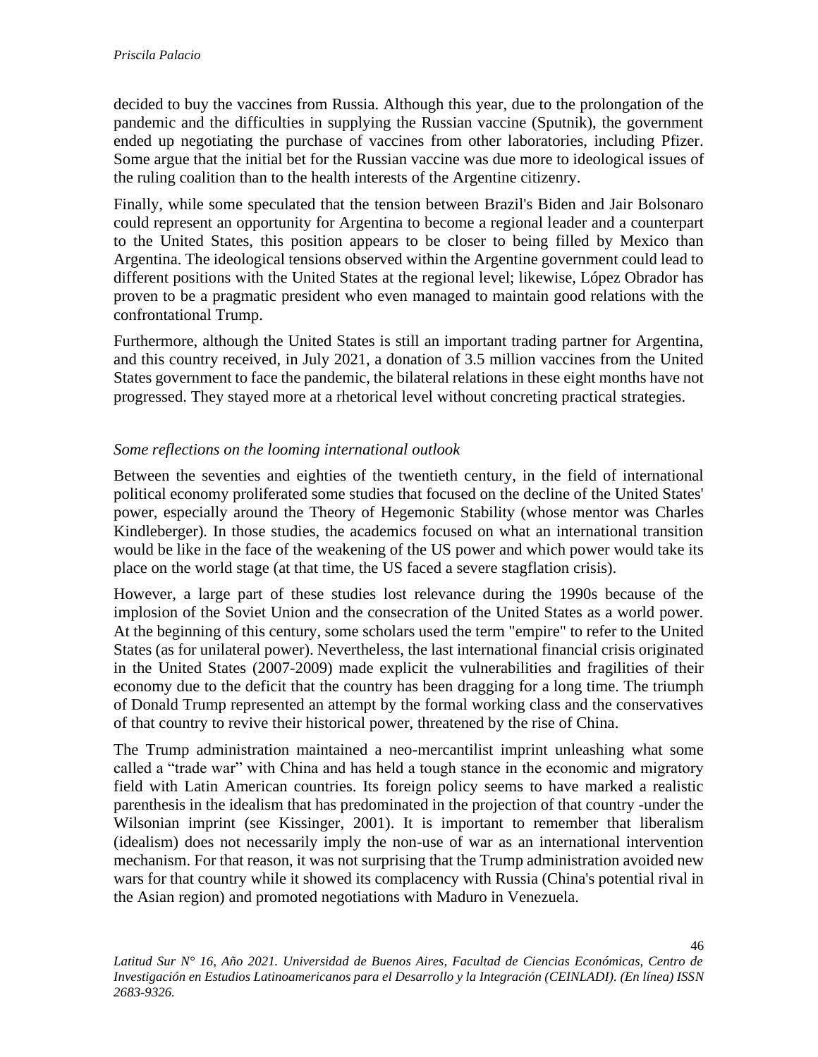decided to buy the vaccines from Russia. Although this year, due to the prolongation of the pandemic and the difficulties in supplying the Russian vaccine (Sputnik), the government ended up negotiating the purchase of vaccines from other laboratories, including Pfizer. Some argue that the initial bet for the Russian vaccine was due more to ideological issues of the ruling coalition than to the health interests of the Argentine citizenry.

Finally, while some speculated that the tension between Brazil's Biden and Jair Bolsonaro could represent an opportunity for Argentina to become a regional leader and a counterpart to the United States, this position appears to be closer to being filled by Mexico than Argentina. The ideological tensions observed within the Argentine government could lead to different positions with the United States at the regional level; likewise, López Obrador has proven to be a pragmatic president who even managed to maintain good relations with the confrontational Trump.

Furthermore, although the United States is still an important trading partner for Argentina, and this country received, in July 2021, a donation of 3.5 million vaccines from the United States government to face the pandemic, the bilateral relations in these eight months have not progressed. They stayed more at a rhetorical level without concreting practical strategies.

*Some reflections on the looming international outlook*

Between the seventies and eighties of the twentieth century, in the field of international political economy proliferated some studies that focused on the decline of the United States' power, especially around the Theory of Hegemonic Stability (whose mentor was Charles Kindleberger). In those studies, the academics focused on what an international transition would be like in the face of the weakening of the US power and which power would take its place on the world stage (at that time, the US faced a severe stagflation crisis).

However, a large part of these studies lost relevance during the 1990s because of the implosion of the Soviet Union and the consecration of the United States as a world power. At the beginning of this century, some scholars used the term "empire" to refer to the United States (as for unilateral power). Nevertheless, the last international financial crisis originated in the United States (2007-2009) made explicit the vulnerabilities and fragilities of their economy due to the deficit that the country has been dragging for a long time. The triumph of Donald Trump represented an attempt by the formal working class and the conservatives of that country to revive their historical power, threatened by the rise of China.

The Trump administration maintained a neo-mercantilist imprint unleashing what some called a "trade war" with China and has held a tough stance in the economic and migratory field with Latin American countries. Its foreign policy seems to have marked a realistic parenthesis in the idealism that has predominated in the projection of that country -under the Wilsonian imprint (see Kissinger, 2001). It is important to remember that liberalism (idealism) does not necessarily imply the non-use of war as an international intervention mechanism. For that reason, it was not surprising that the Trump administration avoided new wars for that country while it showed its complacency with Russia (China's potential rival in the Asian region) and promoted negotiations with Maduro in Venezuela.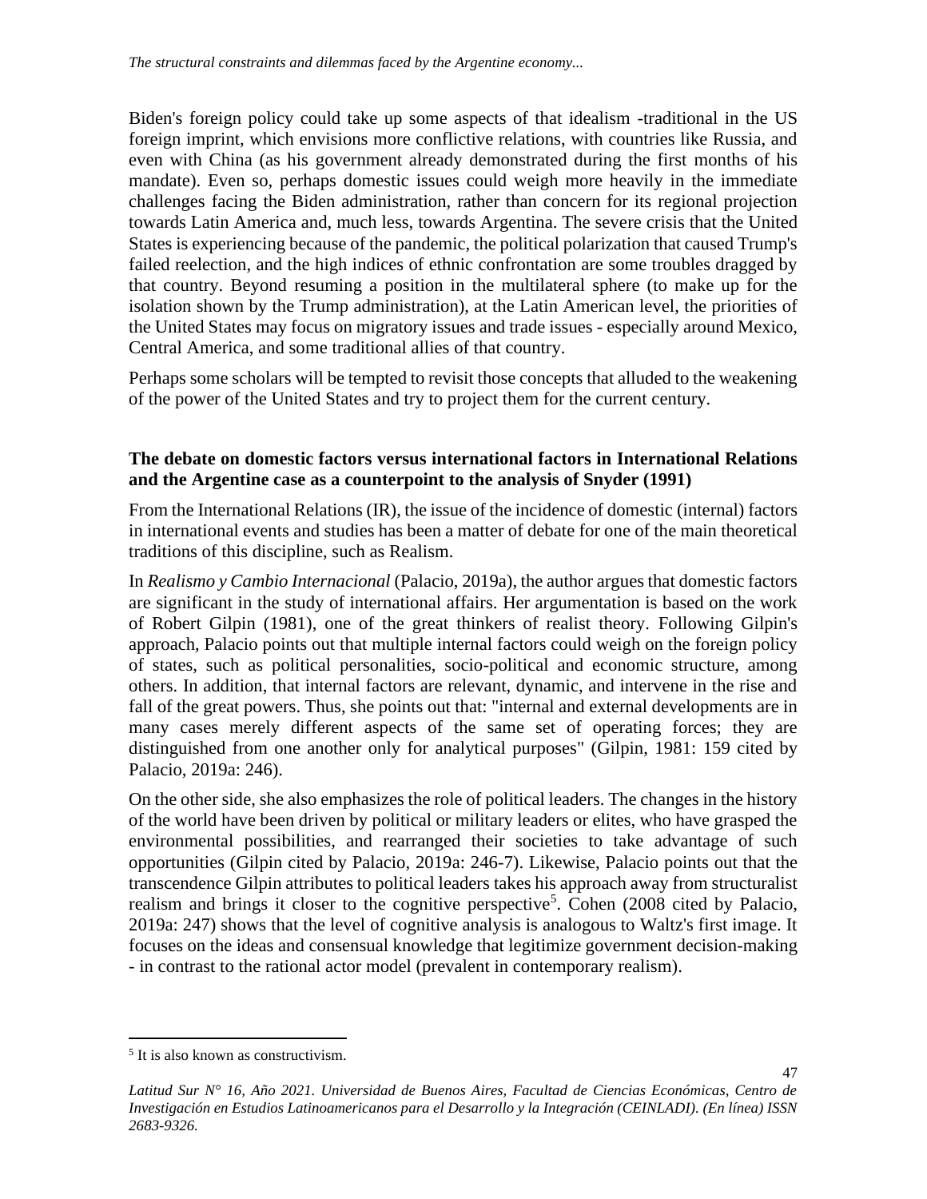Biden's foreign policy could take up some aspects of that idealism -traditional in the US foreign imprint, which envisions more conflictive relations, with countries like Russia, and even with China (as his government already demonstrated during the first months of his mandate). Even so, perhaps domestic issues could weigh more heavily in the immediate challenges facing the Biden administration, rather than concern for its regional projection towards Latin America and, much less, towards Argentina. The severe crisis that the United States is experiencing because of the pandemic, the political polarization that caused Trump's failed reelection, and the high indices of ethnic confrontation are some troubles dragged by that country. Beyond resuming a position in the multilateral sphere (to make up for the isolation shown by the Trump administration), at the Latin American level, the priorities of the United States may focus on migratory issues and trade issues - especially around Mexico, Central America, and some traditional allies of that country.

Perhaps some scholars will be tempted to revisit those concepts that alluded to the weakening of the power of the United States and try to project them for the current century.

## The debate on domestic factors versus international factors in International Relations and the Argentine case as a counterpoint to the analysis of Snyder (1991)

From the International Relations (IR), the issue of the incidence of domestic (internal) factors in international events and studies has been a matter of debate for one of the main theoretical traditions of this discipline, such as Realism.

In *Realismo y Cambio Internacional* (Palacio, 2019a), the author argues that domestic factors are significant in the study of international affairs. Her argumentation is based on the work of Robert Gilpin (1981), one of the great thinkers of realist theory. Following Gilpin's approach, Palacio points out that multiple internal factors could weigh on the foreign policy of states, such as political personalities, socio-political and economic structure, among others. In addition, that internal factors are relevant, dynamic, and intervene in the rise and fall of the great powers. Thus, she points out that: "internal and external developments are in many cases merely different aspects of the same set of operating forces; they are distinguished from one another only for analytical purposes" (Gilpin, 1981: 159 cited by Palacio, 2019a: 246).

On the other side, she also emphasizes the role of political leaders. The changes in the history of the world have been driven by political or military leaders or elites, who have grasped the environmental possibilities, and rearranged their societies to take advantage of such opportunities (Gilpin cited by Palacio, 2019a: 246-7). Likewise, Palacio points out that the transcendence Gilpin attributes to political leaders takes his approach away from structuralist realism and brings it closer to the cognitive perspective[5]. Cohen (2008 cited by Palacio, 2019a: 247) shows that the level of cognitive analysis is analogous to Waltz's first image. It focuses on the ideas and consensual knowledge that legitimize government decision-making - in contrast to the rational actor model (prevalent in contemporary realism).

[5] It is also known as constructivism.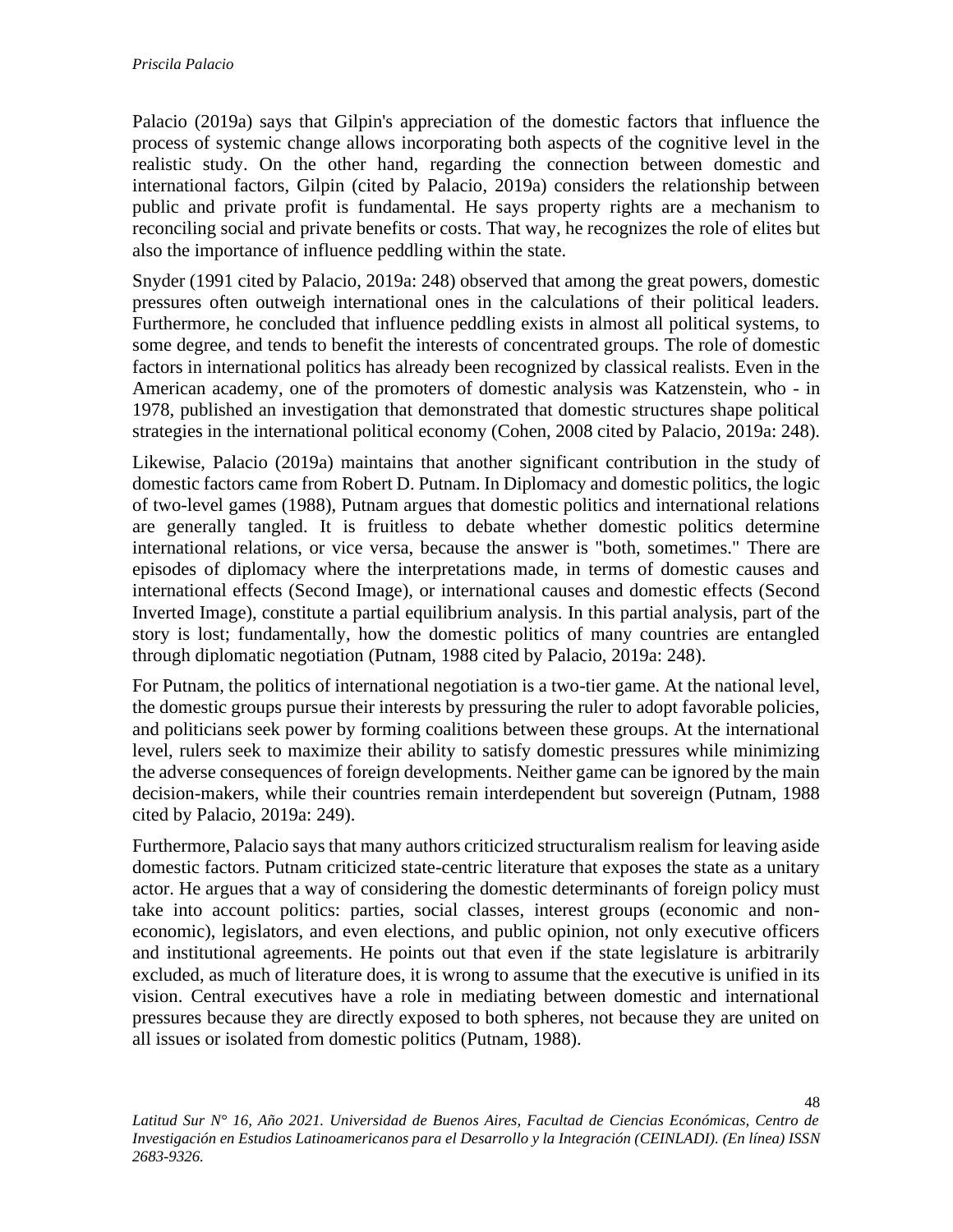Palacio (2019a) says that Gilpin's appreciation of the domestic factors that influence the process of systemic change allows incorporating both aspects of the cognitive level in the realistic study. On the other hand, regarding the connection between domestic and international factors, Gilpin (cited by Palacio, 2019a) considers the relationship between public and private profit is fundamental. He says property rights are a mechanism to reconciling social and private benefits or costs. That way, he recognizes the role of elites but also the importance of influence peddling within the state.

Snyder (1991 cited by Palacio, 2019a: 248) observed that among the great powers, domestic pressures often outweigh international ones in the calculations of their political leaders. Furthermore, he concluded that influence peddling exists in almost all political systems, to some degree, and tends to benefit the interests of concentrated groups. The role of domestic factors in international politics has already been recognized by classical realists. Even in the American academy, one of the promoters of domestic analysis was Katzenstein, who - in 1978, published an investigation that demonstrated that domestic structures shape political strategies in the international political economy (Cohen, 2008 cited by Palacio, 2019a: 248).

Likewise, Palacio (2019a) maintains that another significant contribution in the study of domestic factors came from Robert D. Putnam. In Diplomacy and domestic politics, the logic of two-level games (1988), Putnam argues that domestic politics and international relations are generally tangled. It is fruitless to debate whether domestic politics determine international relations, or vice versa, because the answer is "both, sometimes." There are episodes of diplomacy where the interpretations made, in terms of domestic causes and international effects (Second Image), or international causes and domestic effects (Second Inverted Image), constitute a partial equilibrium analysis. In this partial analysis, part of the story is lost; fundamentally, how the domestic politics of many countries are entangled through diplomatic negotiation (Putnam, 1988 cited by Palacio, 2019a: 248).

For Putnam, the politics of international negotiation is a two-tier game. At the national level, the domestic groups pursue their interests by pressuring the ruler to adopt favorable policies, and politicians seek power by forming coalitions between these groups. At the international level, rulers seek to maximize their ability to satisfy domestic pressures while minimizing the adverse consequences of foreign developments. Neither game can be ignored by the main decision-makers, while their countries remain interdependent but sovereign (Putnam, 1988 cited by Palacio, 2019a: 249).

Furthermore, Palacio says that many authors criticized structuralism realism for leaving aside domestic factors. Putnam criticized state-centric literature that exposes the state as a unitary actor. He argues that a way of considering the domestic determinants of foreign policy must take into account politics: parties, social classes, interest groups (economic and non-economic), legislators, and even elections, and public opinion, not only executive officers and institutional agreements. He points out that even if the state legislature is arbitrarily excluded, as much of literature does, it is wrong to assume that the executive is unified in its vision. Central executives have a role in mediating between domestic and international pressures because they are directly exposed to both spheres, not because they are united on all issues or isolated from domestic politics (Putnam, 1988).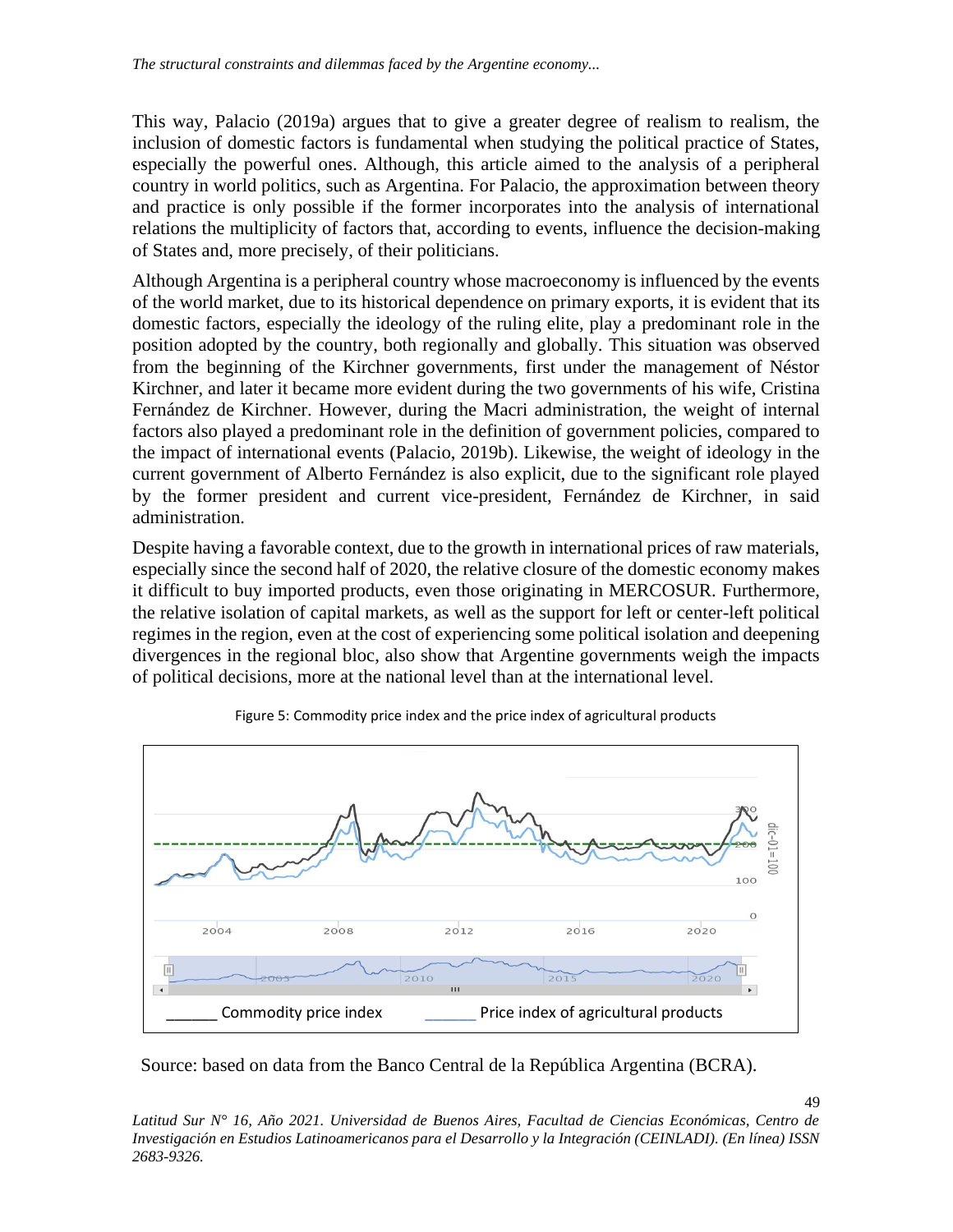This way, Palacio (2019a) argues that to give a greater degree of realism to realism, the inclusion of domestic factors is fundamental when studying the political practice of States, especially the powerful ones. Although, this article aimed to the analysis of a peripheral country in world politics, such as Argentina. For Palacio, the approximation between theory and practice is only possible if the former incorporates into the analysis of international relations the multiplicity of factors that, according to events, influence the decision-making of States and, more precisely, of their politicians.

Although Argentina is a peripheral country whose macroeconomy is influenced by the events of the world market, due to its historical dependence on primary exports, it is evident that its domestic factors, especially the ideology of the ruling elite, play a predominant role in the position adopted by the country, both regionally and globally. This situation was observed from the beginning of the Kirchner governments, first under the management of Néstor Kirchner, and later it became more evident during the two governments of his wife, Cristina Fernández de Kirchner. However, during the Macri administration, the weight of internal factors also played a predominant role in the definition of government policies, compared to the impact of international events (Palacio, 2019b). Likewise, the weight of ideology in the current government of Alberto Fernández is also explicit, due to the significant role played by the former president and current vice-president, Fernández de Kirchner, in said administration.

Despite having a favorable context, due to the growth in international prices of raw materials, especially since the second half of 2020, the relative closure of the domestic economy makes it difficult to buy imported products, even those originating in MERCOSUR. Furthermore, the relative isolation of capital markets, as well as the support for left or center-left political regimes in the region, even at the cost of experiencing some political isolation and deepening divergences in the regional bloc, also show that Argentine governments weigh the impacts of political decisions, more at the national level than at the international level.

Figure 5: Commodity price index and the price index of agricultural products

300
200
100
0
dic-01=100
2004
2008
2012
2016
2020
2005
2010
2015
2020
Commodity price index
Price index of agricultural products

Source: based on data from the Banco Central de la República Argentina (BCRA).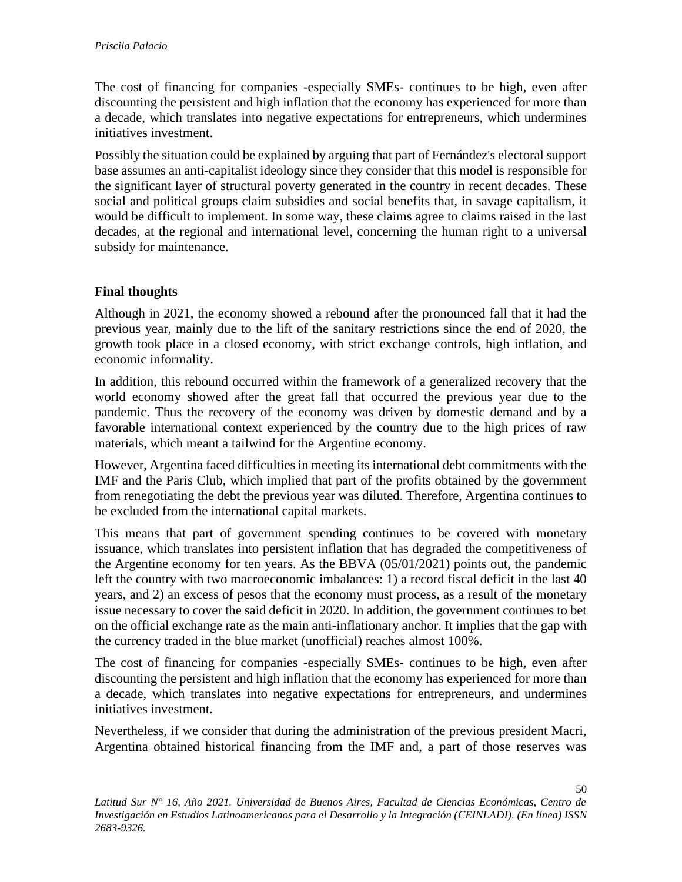The cost of financing for companies -especially SMEs- continues to be high, even after discounting the persistent and high inflation that the economy has experienced for more than a decade, which translates into negative expectations for entrepreneurs, which undermines initiatives investment.

Possibly the situation could be explained by arguing that part of Fernández's electoral support base assumes an anti-capitalist ideology since they consider that this model is responsible for the significant layer of structural poverty generated in the country in recent decades. These social and political groups claim subsidies and social benefits that, in savage capitalism, it would be difficult to implement. In some way, these claims agree to claims raised in the last decades, at the regional and international level, concerning the human right to a universal subsidy for maintenance.

## Final thoughts

Although in 2021, the economy showed a rebound after the pronounced fall that it had the previous year, mainly due to the lift of the sanitary restrictions since the end of 2020, the growth took place in a closed economy, with strict exchange controls, high inflation, and economic informality.

In addition, this rebound occurred within the framework of a generalized recovery that the world economy showed after the great fall that occurred the previous year due to the pandemic. Thus the recovery of the economy was driven by domestic demand and by a favorable international context experienced by the country due to the high prices of raw materials, which meant a tailwind for the Argentine economy.

However, Argentina faced difficulties in meeting its international debt commitments with the IMF and the Paris Club, which implied that part of the profits obtained by the government from renegotiating the debt the previous year was diluted. Therefore, Argentina continues to be excluded from the international capital markets.

This means that part of government spending continues to be covered with monetary issuance, which translates into persistent inflation that has degraded the competitiveness of the Argentine economy for ten years. As the BBVA (05/01/2021) points out, the pandemic left the country with two macroeconomic imbalances: 1) a record fiscal deficit in the last 40 years, and 2) an excess of pesos that the economy must process, as a result of the monetary issue necessary to cover the said deficit in 2020. In addition, the government continues to bet on the official exchange rate as the main anti-inflationary anchor. It implies that the gap with the currency traded in the blue market (unofficial) reaches almost 100%.

The cost of financing for companies -especially SMEs- continues to be high, even after discounting the persistent and high inflation that the economy has experienced for more than a decade, which translates into negative expectations for entrepreneurs, and undermines initiatives investment.

Nevertheless, if we consider that during the administration of the previous president Macri, Argentina obtained historical financing from the IMF and, a part of those reserves was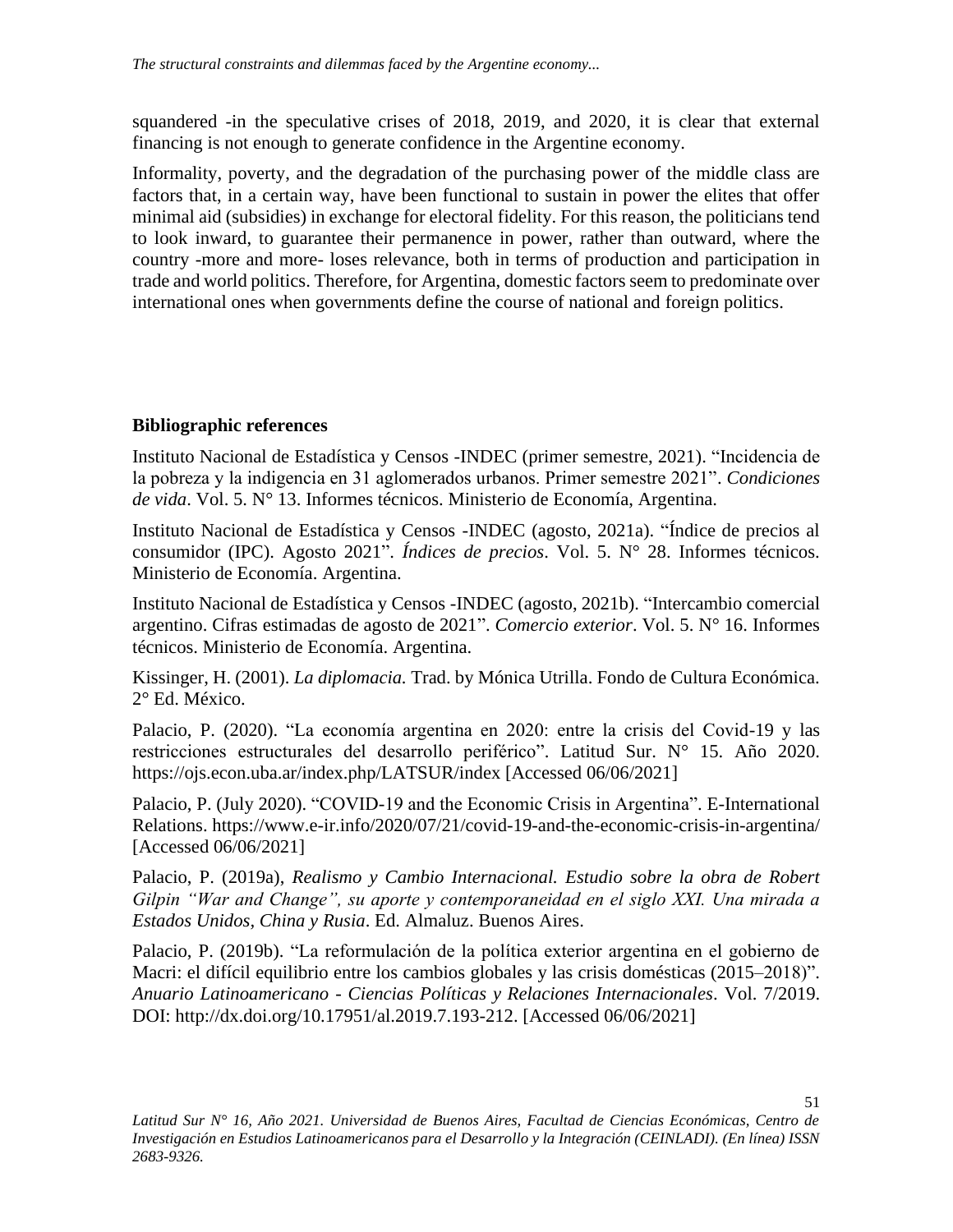squandered -in the speculative crises of 2018, 2019, and 2020, it is clear that external financing is not enough to generate confidence in the Argentine economy.

Informality, poverty, and the degradation of the purchasing power of the middle class are factors that, in a certain way, have been functional to sustain in power the elites that offer minimal aid (subsidies) in exchange for electoral fidelity. For this reason, the politicians tend to look inward, to guarantee their permanence in power, rather than outward, where the country -more and more- loses relevance, both in terms of production and participation in trade and world politics. Therefore, for Argentina, domestic factors seem to predominate over international ones when governments define the course of national and foreign politics.

## Bibliographic references

Instituto Nacional de Estadística y Censos -INDEC (primer semestre, 2021). "Incidencia de la pobreza y la indigencia en 31 aglomerados urbanos. Primer semestre 2021". *Condiciones de vida*. Vol. 5. N° 13. Informes técnicos. Ministerio de Economía, Argentina.

Instituto Nacional de Estadística y Censos -INDEC (agosto, 2021a). "Índice de precios al consumidor (IPC). Agosto 2021". *Índices de precios*. Vol. 5. N° 28. Informes técnicos. Ministerio de Economía. Argentina.

Instituto Nacional de Estadística y Censos -INDEC (agosto, 2021b). "Intercambio comercial argentino. Cifras estimadas de agosto de 2021". *Comercio exterior*. Vol. 5. N° 16. Informes técnicos. Ministerio de Economía. Argentina.

Kissinger, H. (2001). *La diplomacia.* Trad. by Mónica Utrilla. Fondo de Cultura Económica. 2° Ed. México.

Palacio, P. (2020). "La economía argentina en 2020: entre la crisis del Covid-19 y las restricciones estructurales del desarrollo periférico". Latitud Sur. N° 15. Año 2020. https://ojs.econ.uba.ar/index.php/LATSUR/index [Accessed 06/06/2021]

Palacio, P. (July 2020). "COVID-19 and the Economic Crisis in Argentina". E-International Relations. https://www.e-ir.info/2020/07/21/covid-19-and-the-economic-crisis-in-argentina/ [Accessed 06/06/2021]

Palacio, P. (2019a), *Realismo y Cambio Internacional. Estudio sobre la obra de Robert Gilpin "War and Change", su aporte y contemporaneidad en el siglo XXI. Una mirada a Estados Unidos, China y Rusia*. Ed. Almaluz. Buenos Aires.

Palacio, P. (2019b). "La reformulación de la política exterior argentina en el gobierno de Macri: el difícil equilibrio entre los cambios globales y las crisis domésticas (2015–2018)". *Anuario Latinoamericano - Ciencias Políticas y Relaciones Internacionales*. Vol. 7/2019. DOI: http://dx.doi.org/10.17951/al.2019.7.193-212. [Accessed 06/06/2021]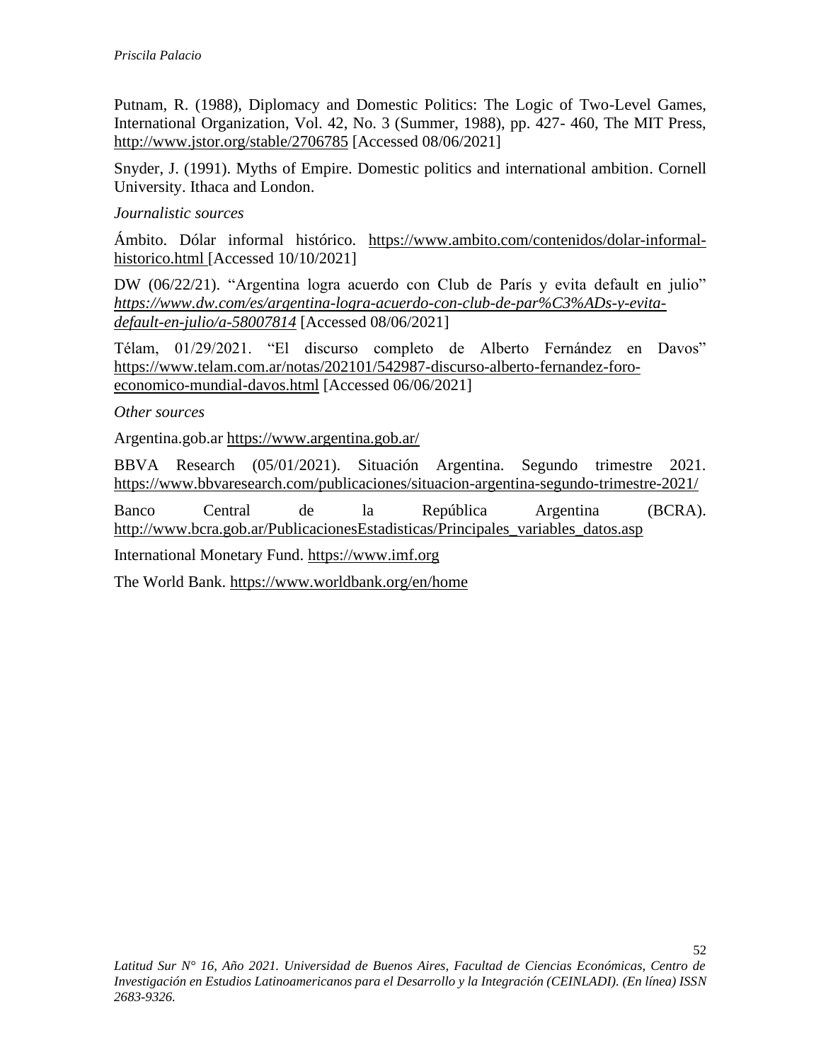Putnam, R. (1988), Diplomacy and Domestic Politics: The Logic of Two-Level Games, International Organization, Vol. 42, No. 3 (Summer, 1988), pp. 427- 460, The MIT Press, http://www.jstor.org/stable/2706785 [Accessed 08/06/2021]

Snyder, J. (1991). Myths of Empire. Domestic politics and international ambition. Cornell University. Ithaca and London.

*Journalistic sources*

Ámbito. Dólar informal histórico. https://www.ambito.com/contenidos/dolar-informal-historico.html [Accessed 10/10/2021]

DW (06/22/21). "Argentina logra acuerdo con Club de París y evita default en julio" *https://www.dw.com/es/argentina-logra-acuerdo-con-club-de-par%C3%ADs-y-evita-default-en-julio/a-58007814* [Accessed 08/06/2021]

Télam, 01/29/2021. "El discurso completo de Alberto Fernández en Davos" https://www.telam.com.ar/notas/202101/542987-discurso-alberto-fernandez-foro-economico-mundial-davos.html [Accessed 06/06/2021]

*Other sources*

Argentina.gob.ar https://www.argentina.gob.ar/

BBVA Research (05/01/2021). Situación Argentina. Segundo trimestre 2021. https://www.bbvaresearch.com/publicaciones/situacion-argentina-segundo-trimestre-2021/

Banco Central de la República Argentina (BCRA). http://www.bcra.gob.ar/PublicacionesEstadisticas/Principales_variables_datos.asp

International Monetary Fund. https://www.imf.org

The World Bank. https://www.worldbank.org/en/home